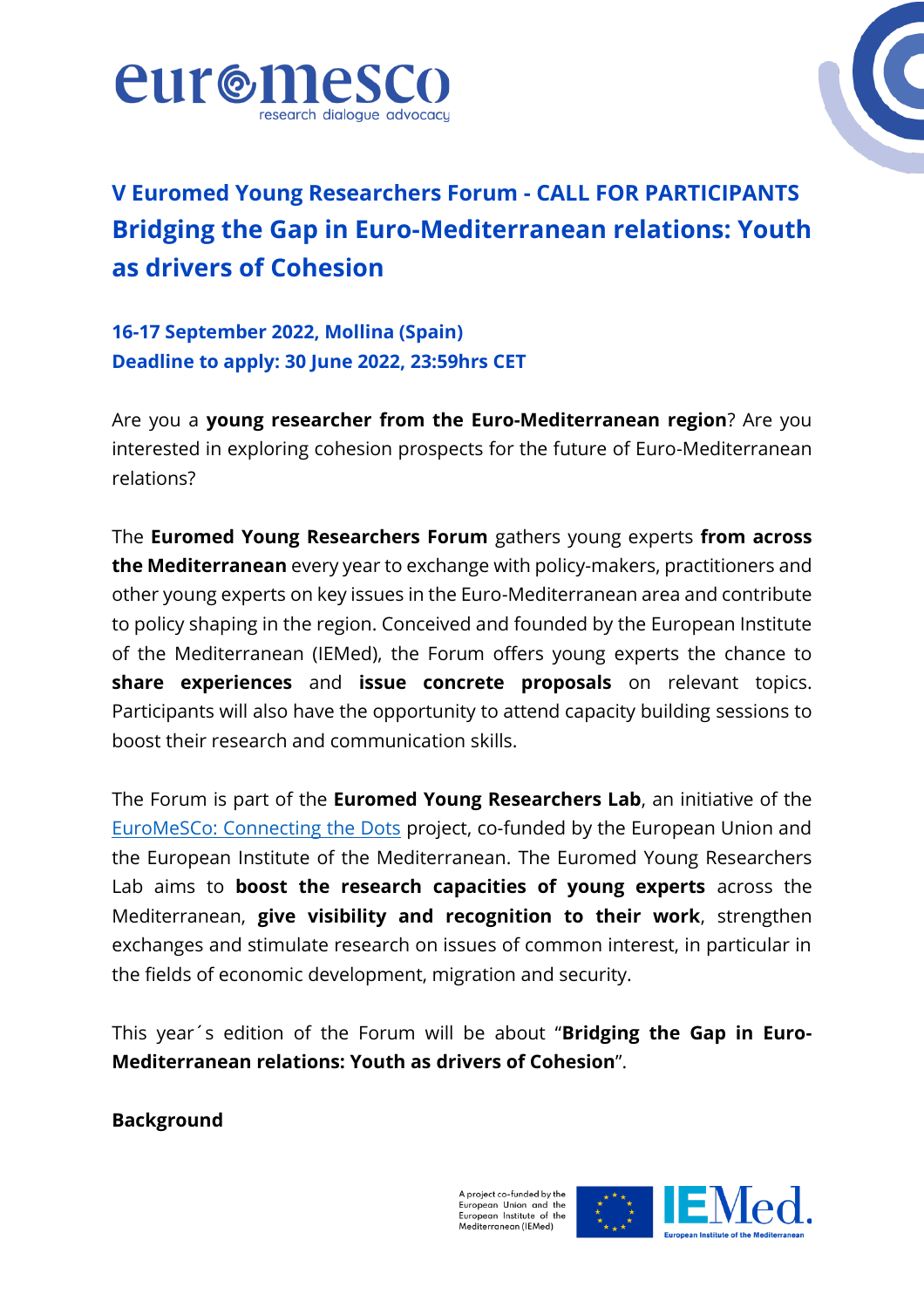# V Euromed Young Researchers Forum - CALL FOR PARTICIPANTS
## Bridging the Gap in Euro-Mediterranean relations: Youth as drivers of Cohesion

**16-17 September 2022, Mollina (Spain)**
**Deadline to apply: 30 June 2022, 23:59hrs CET**

Are you a **young researcher from the Euro-Mediterranean region**? Are you interested in exploring cohesion prospects for the future of Euro-Mediterranean relations?

The **Euromed Young Researchers Forum** gathers young experts **from across the Mediterranean** every year to exchange with policy-makers, practitioners and other young experts on key issues in the Euro-Mediterranean area and contribute to policy shaping in the region. Conceived and founded by the European Institute of the Mediterranean (IEMed), the Forum offers young experts the chance to **share experiences** and **issue concrete proposals** on relevant topics. Participants will also have the opportunity to attend capacity building sessions to boost their research and communication skills.

The Forum is part of the **Euromed Young Researchers Lab**, an initiative of the EuroMeSCo: Connecting the Dots project, co-funded by the European Union and the European Institute of the Mediterranean. The Euromed Young Researchers Lab aims to **boost the research capacities of young experts** across the Mediterranean, **give visibility and recognition to their work**, strengthen exchanges and stimulate research on issues of common interest, in particular in the fields of economic development, migration and security.

This year´s edition of the Forum will be about "**Bridging the Gap in Euro-Mediterranean relations: Youth as drivers of Cohesion**".

**Background**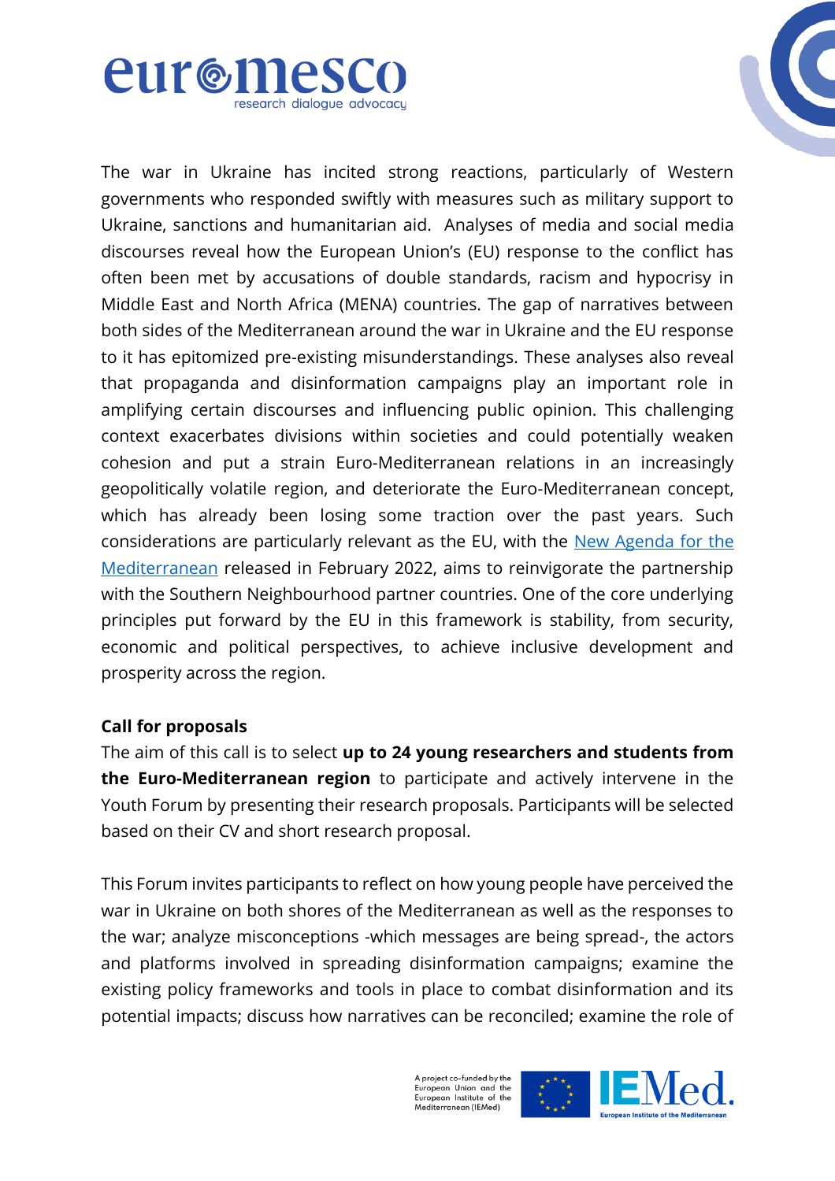The war in Ukraine has incited strong reactions, particularly of Western governments who responded swiftly with measures such as military support to Ukraine, sanctions and humanitarian aid. Analyses of media and social media discourses reveal how the European Union's (EU) response to the conflict has often been met by accusations of double standards, racism and hypocrisy in Middle East and North Africa (MENA) countries. The gap of narratives between both sides of the Mediterranean around the war in Ukraine and the EU response to it has epitomized pre-existing misunderstandings. These analyses also reveal that propaganda and disinformation campaigns play an important role in amplifying certain discourses and influencing public opinion. This challenging context exacerbates divisions within societies and could potentially weaken cohesion and put a strain Euro-Mediterranean relations in an increasingly geopolitically volatile region, and deteriorate the Euro-Mediterranean concept, which has already been losing some traction over the past years. Such considerations are particularly relevant as the EU, with the [New Agenda for the Mediterranean]() released in February 2022, aims to reinvigorate the partnership with the Southern Neighbourhood partner countries. One of the core underlying principles put forward by the EU in this framework is stability, from security, economic and political perspectives, to achieve inclusive development and prosperity across the region.

**Call for proposals**

The aim of this call is to select **up to 24 young researchers and students from the Euro-Mediterranean region** to participate and actively intervene in the Youth Forum by presenting their research proposals. Participants will be selected based on their CV and short research proposal.

This Forum invites participants to reflect on how young people have perceived the war in Ukraine on both shores of the Mediterranean as well as the responses to the war; analyze misconceptions -which messages are being spread-, the actors and platforms involved in spreading disinformation campaigns; examine the existing policy frameworks and tools in place to combat disinformation and its potential impacts; discuss how narratives can be reconciled; examine the role of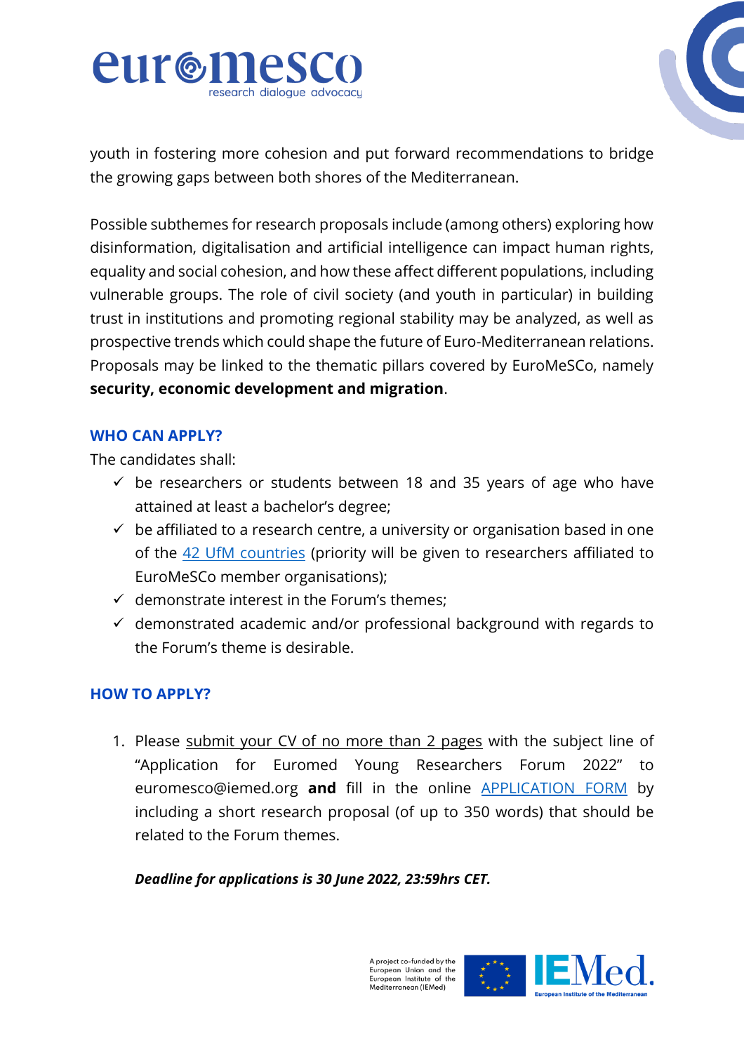youth in fostering more cohesion and put forward recommendations to bridge the growing gaps between both shores of the Mediterranean.

Possible subthemes for research proposals include (among others) exploring how disinformation, digitalisation and artificial intelligence can impact human rights, equality and social cohesion, and how these affect different populations, including vulnerable groups. The role of civil society (and youth in particular) in building trust in institutions and promoting regional stability may be analyzed, as well as prospective trends which could shape the future of Euro-Mediterranean relations. Proposals may be linked to the thematic pillars covered by EuroMeSCo, namely **security, economic development and migration**.

## WHO CAN APPLY?

The candidates shall:

- ✓ be researchers or students between 18 and 35 years of age who have attained at least a bachelor's degree;
- ✓ be affiliated to a research centre, a university or organisation based in one of the 42 UfM countries (priority will be given to researchers affiliated to EuroMeSCo member organisations);
- ✓ demonstrate interest in the Forum's themes;
- ✓ demonstrated academic and/or professional background with regards to the Forum's theme is desirable.

## HOW TO APPLY?

1. Please submit your CV of no more than 2 pages with the subject line of "Application for Euromed Young Researchers Forum 2022" to euromesco@iemed.org **and** fill in the online APPLICATION FORM by including a short research proposal (of up to 350 words) that should be related to the Forum themes.

***Deadline for applications is 30 June 2022, 23:59hrs CET.***

A project co-funded by the European Union and the European Institute of the Mediterranean (IEMed)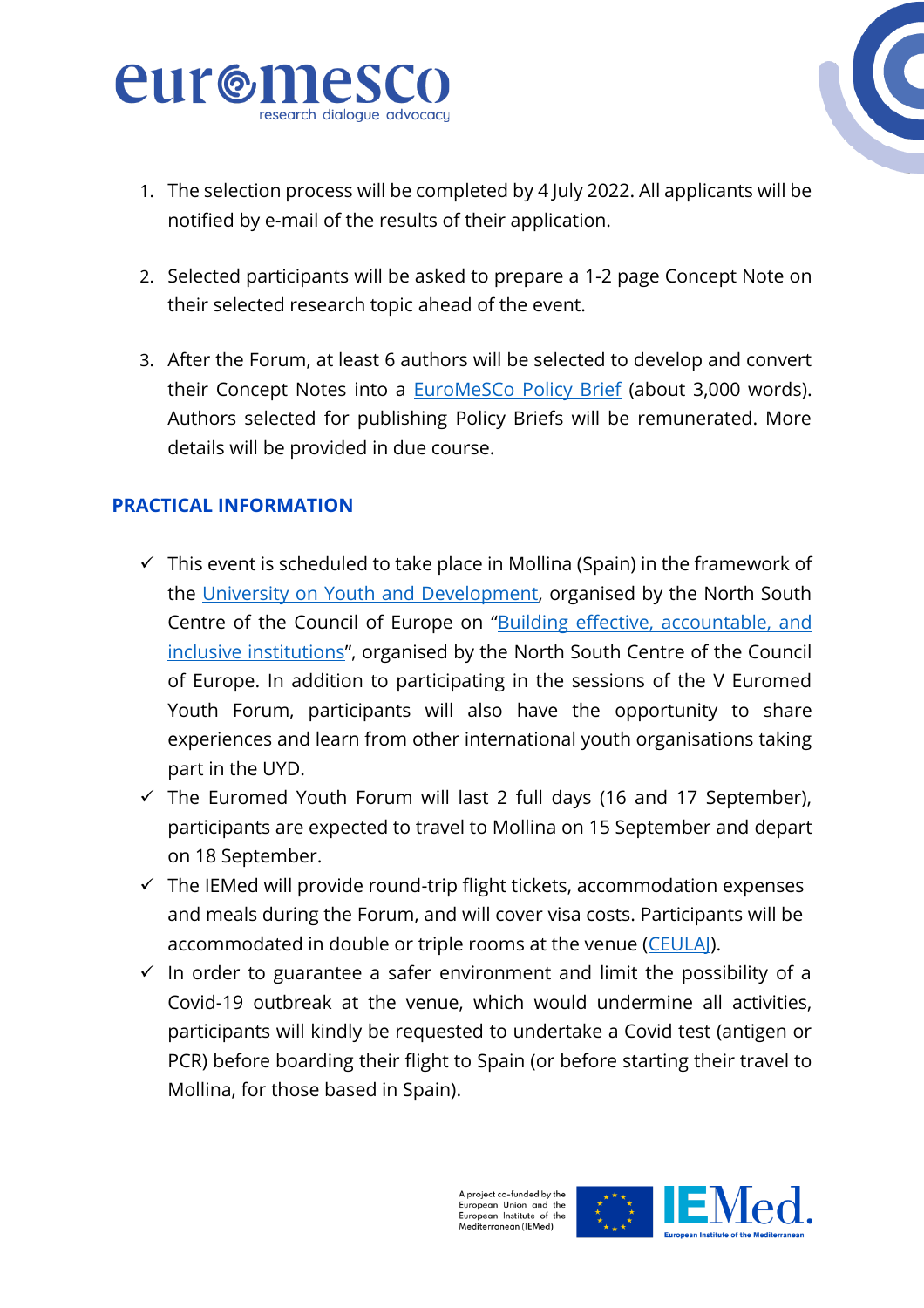1. The selection process will be completed by 4 July 2022. All applicants will be notified by e-mail of the results of their application.

2. Selected participants will be asked to prepare a 1-2 page Concept Note on their selected research topic ahead of the event.

3. After the Forum, at least 6 authors will be selected to develop and convert their Concept Notes into a EuroMeSCo Policy Brief (about 3,000 words). Authors selected for publishing Policy Briefs will be remunerated. More details will be provided in due course.

## PRACTICAL INFORMATION

- ✓ This event is scheduled to take place in Mollina (Spain) in the framework of the University on Youth and Development, organised by the North South Centre of the Council of Europe on "Building effective, accountable, and inclusive institutions", organised by the North South Centre of the Council of Europe. In addition to participating in the sessions of the V Euromed Youth Forum, participants will also have the opportunity to share experiences and learn from other international youth organisations taking part in the UYD.
- ✓ The Euromed Youth Forum will last 2 full days (16 and 17 September), participants are expected to travel to Mollina on 15 September and depart on 18 September.
- ✓ The IEMed will provide round-trip flight tickets, accommodation expenses and meals during the Forum, and will cover visa costs. Participants will be accommodated in double or triple rooms at the venue (CEULAJ).
- ✓ In order to guarantee a safer environment and limit the possibility of a Covid-19 outbreak at the venue, which would undermine all activities, participants will kindly be requested to undertake a Covid test (antigen or PCR) before boarding their flight to Spain (or before starting their travel to Mollina, for those based in Spain).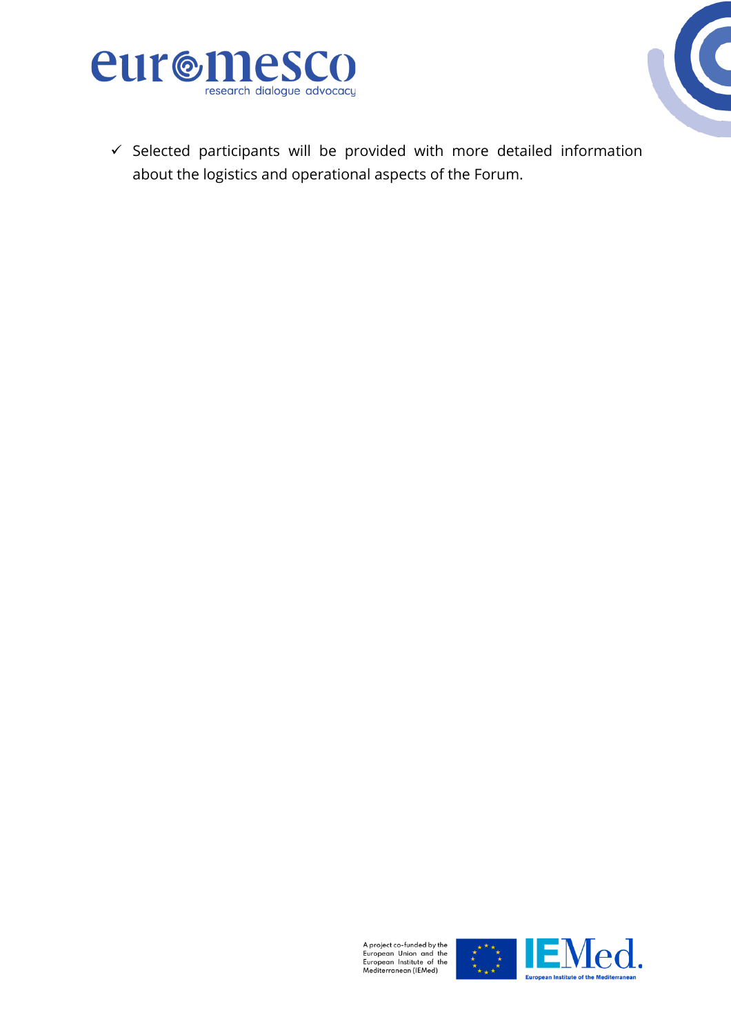- ✓ Selected participants will be provided with more detailed information about the logistics and operational aspects of the Forum.